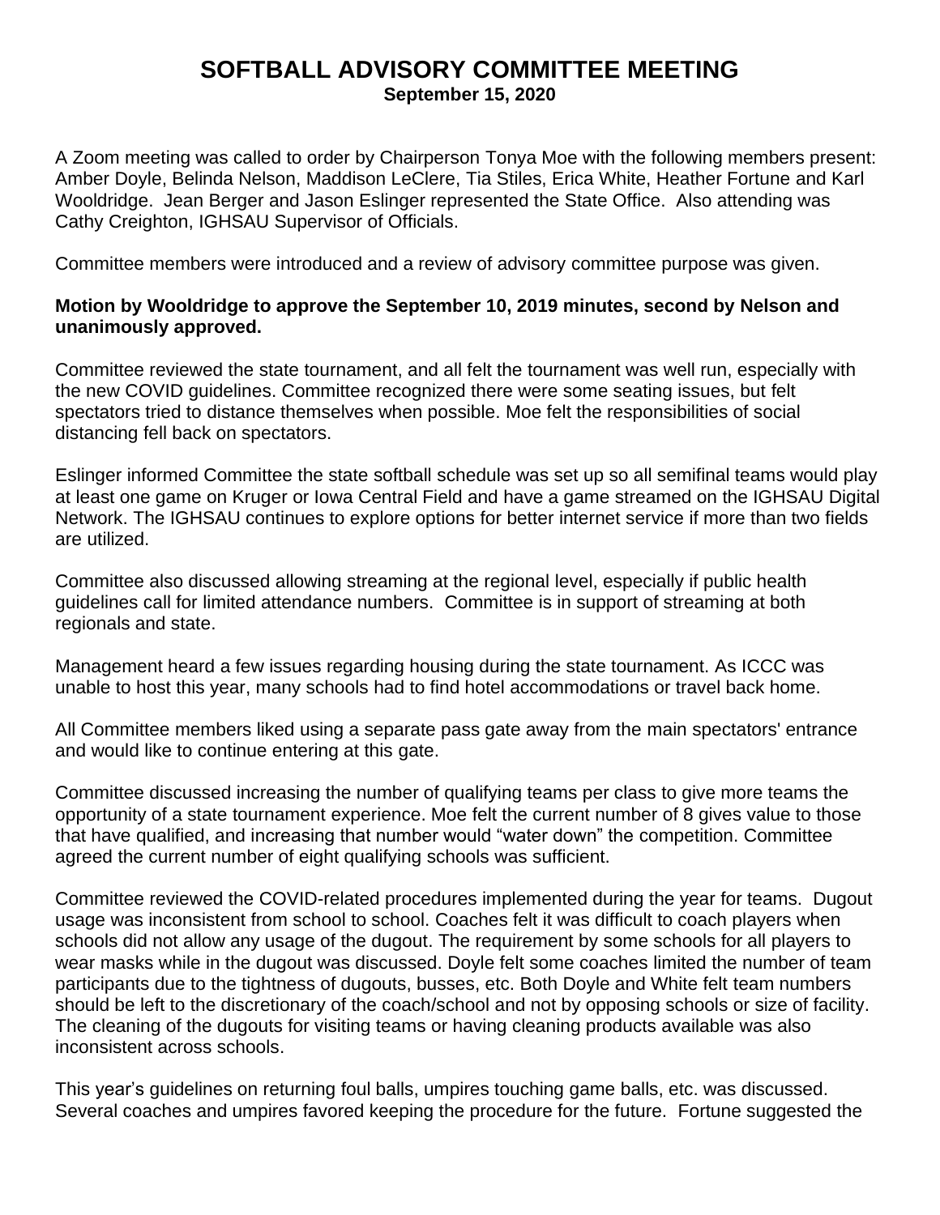# SOFTBALL ADVISORY COMMITTEE MEETING

**September 15, 2020**

A Zoom meeting was called to order by Chairperson Tonya Moe with the following members present: Amber Doyle, Belinda Nelson, Maddison LeClere, Tia Stiles, Erica White, Heather Fortune and Karl Wooldridge. Jean Berger and Jason Eslinger represented the State Office. Also attending was Cathy Creighton, IGHSAU Supervisor of Officials.

Committee members were introduced and a review of advisory committee purpose was given.

**Motion by Wooldridge to approve the September 10, 2019 minutes, second by Nelson and unanimously approved.**

Committee reviewed the state tournament, and all felt the tournament was well run, especially with the new COVID guidelines. Committee recognized there were some seating issues, but felt spectators tried to distance themselves when possible. Moe felt the responsibilities of social distancing fell back on spectators.

Eslinger informed Committee the state softball schedule was set up so all semifinal teams would play at least one game on Kruger or Iowa Central Field and have a game streamed on the IGHSAU Digital Network. The IGHSAU continues to explore options for better internet service if more than two fields are utilized.

Committee also discussed allowing streaming at the regional level, especially if public health guidelines call for limited attendance numbers. Committee is in support of streaming at both regionals and state.

Management heard a few issues regarding housing during the state tournament. As ICCC was unable to host this year, many schools had to find hotel accommodations or travel back home.

All Committee members liked using a separate pass gate away from the main spectators' entrance and would like to continue entering at this gate.

Committee discussed increasing the number of qualifying teams per class to give more teams the opportunity of a state tournament experience. Moe felt the current number of 8 gives value to those that have qualified, and increasing that number would "water down" the competition. Committee agreed the current number of eight qualifying schools was sufficient.

Committee reviewed the COVID-related procedures implemented during the year for teams. Dugout usage was inconsistent from school to school. Coaches felt it was difficult to coach players when schools did not allow any usage of the dugout. The requirement by some schools for all players to wear masks while in the dugout was discussed. Doyle felt some coaches limited the number of team participants due to the tightness of dugouts, busses, etc. Both Doyle and White felt team numbers should be left to the discretionary of the coach/school and not by opposing schools or size of facility. The cleaning of the dugouts for visiting teams or having cleaning products available was also inconsistent across schools.

This year's guidelines on returning foul balls, umpires touching game balls, etc. was discussed. Several coaches and umpires favored keeping the procedure for the future. Fortune suggested the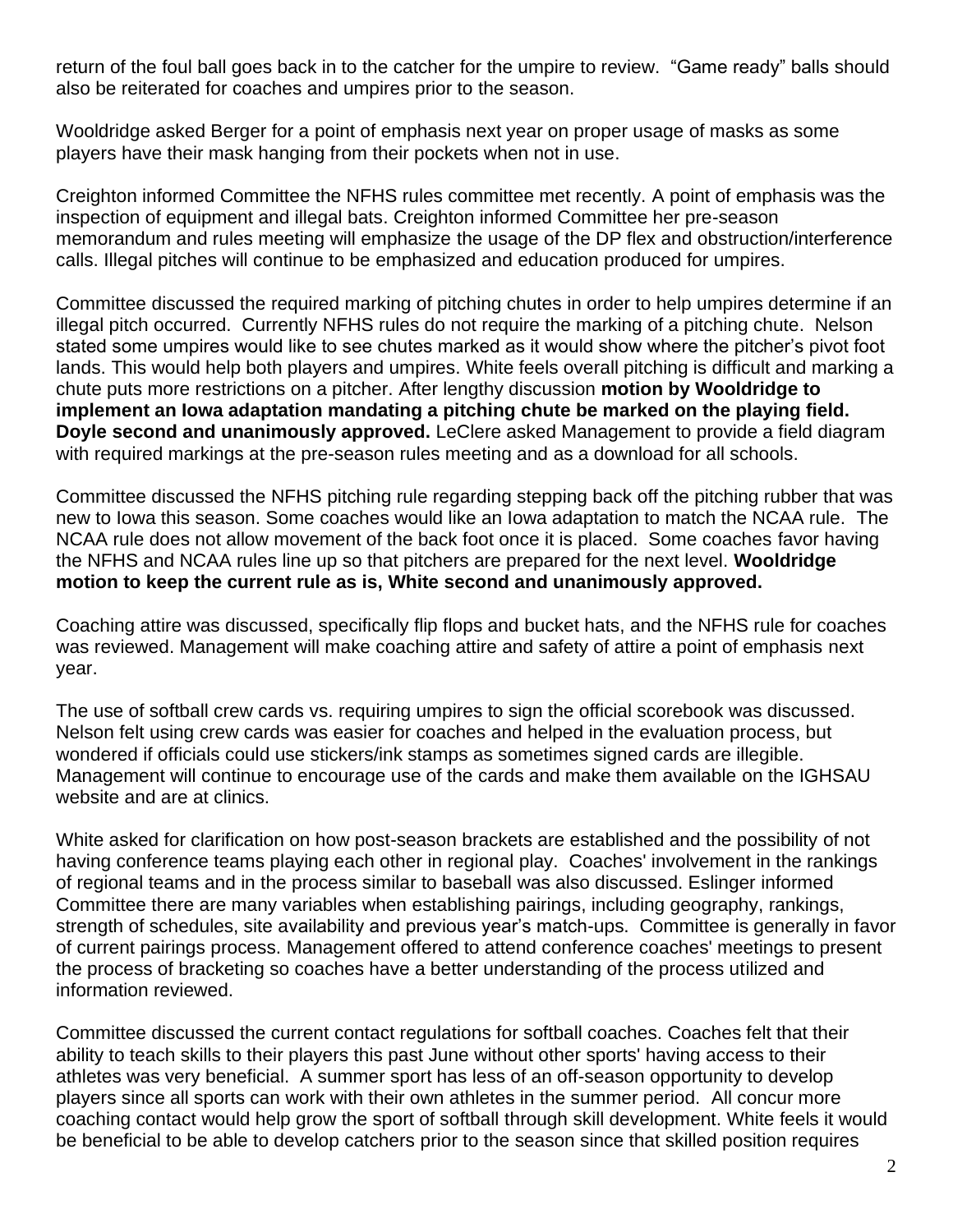return of the foul ball goes back in to the catcher for the umpire to review. "Game ready" balls should also be reiterated for coaches and umpires prior to the season.

Wooldridge asked Berger for a point of emphasis next year on proper usage of masks as some players have their mask hanging from their pockets when not in use.

Creighton informed Committee the NFHS rules committee met recently. A point of emphasis was the inspection of equipment and illegal bats. Creighton informed Committee her pre-season memorandum and rules meeting will emphasize the usage of the DP flex and obstruction/interference calls. Illegal pitches will continue to be emphasized and education produced for umpires.

Committee discussed the required marking of pitching chutes in order to help umpires determine if an illegal pitch occurred. Currently NFHS rules do not require the marking of a pitching chute. Nelson stated some umpires would like to see chutes marked as it would show where the pitcher's pivot foot lands. This would help both players and umpires. White feels overall pitching is difficult and marking a chute puts more restrictions on a pitcher. After lengthy discussion **motion by Wooldridge to implement an Iowa adaptation mandating a pitching chute be marked on the playing field. Doyle second and unanimously approved.** LeClere asked Management to provide a field diagram with required markings at the pre-season rules meeting and as a download for all schools.

Committee discussed the NFHS pitching rule regarding stepping back off the pitching rubber that was new to Iowa this season. Some coaches would like an Iowa adaptation to match the NCAA rule. The NCAA rule does not allow movement of the back foot once it is placed. Some coaches favor having the NFHS and NCAA rules line up so that pitchers are prepared for the next level. **Wooldridge motion to keep the current rule as is, White second and unanimously approved.**

Coaching attire was discussed, specifically flip flops and bucket hats, and the NFHS rule for coaches was reviewed. Management will make coaching attire and safety of attire a point of emphasis next year.

The use of softball crew cards vs. requiring umpires to sign the official scorebook was discussed. Nelson felt using crew cards was easier for coaches and helped in the evaluation process, but wondered if officials could use stickers/ink stamps as sometimes signed cards are illegible. Management will continue to encourage use of the cards and make them available on the IGHSAU website and are at clinics.

White asked for clarification on how post-season brackets are established and the possibility of not having conference teams playing each other in regional play. Coaches' involvement in the rankings of regional teams and in the process similar to baseball was also discussed. Eslinger informed Committee there are many variables when establishing pairings, including geography, rankings, strength of schedules, site availability and previous year's match-ups. Committee is generally in favor of current pairings process. Management offered to attend conference coaches' meetings to present the process of bracketing so coaches have a better understanding of the process utilized and information reviewed.

Committee discussed the current contact regulations for softball coaches. Coaches felt that their ability to teach skills to their players this past June without other sports' having access to their athletes was very beneficial. A summer sport has less of an off-season opportunity to develop players since all sports can work with their own athletes in the summer period. All concur more coaching contact would help grow the sport of softball through skill development. White feels it would be beneficial to be able to develop catchers prior to the season since that skilled position requires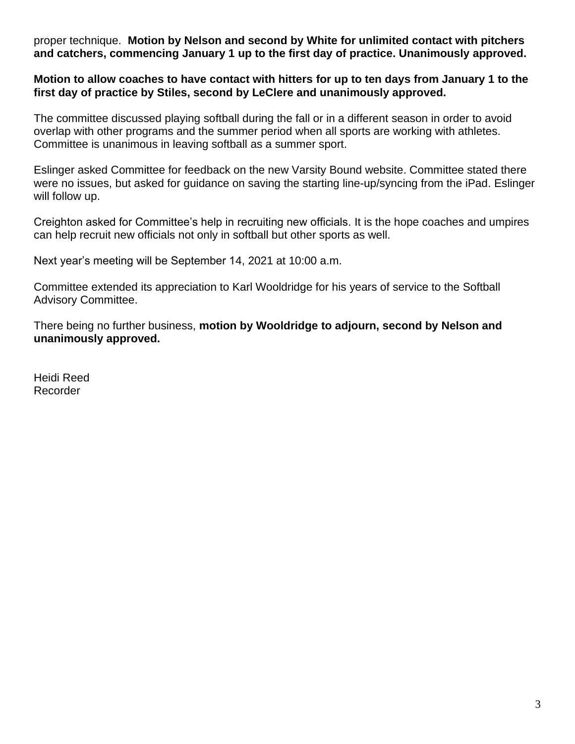proper technique. **Motion by Nelson and second by White for unlimited contact with pitchers and catchers, commencing January 1 up to the first day of practice. Unanimously approved.**

**Motion to allow coaches to have contact with hitters for up to ten days from January 1 to the first day of practice by Stiles, second by LeClere and unanimously approved.**

The committee discussed playing softball during the fall or in a different season in order to avoid overlap with other programs and the summer period when all sports are working with athletes. Committee is unanimous in leaving softball as a summer sport.

Eslinger asked Committee for feedback on the new Varsity Bound website. Committee stated there were no issues, but asked for guidance on saving the starting line-up/syncing from the iPad. Eslinger will follow up.

Creighton asked for Committee's help in recruiting new officials. It is the hope coaches and umpires can help recruit new officials not only in softball but other sports as well.

Next year's meeting will be September 14, 2021 at 10:00 a.m.

Committee extended its appreciation to Karl Wooldridge for his years of service to the Softball Advisory Committee.

There being no further business, **motion by Wooldridge to adjourn, second by Nelson and unanimously approved.**

Heidi Reed
Recorder